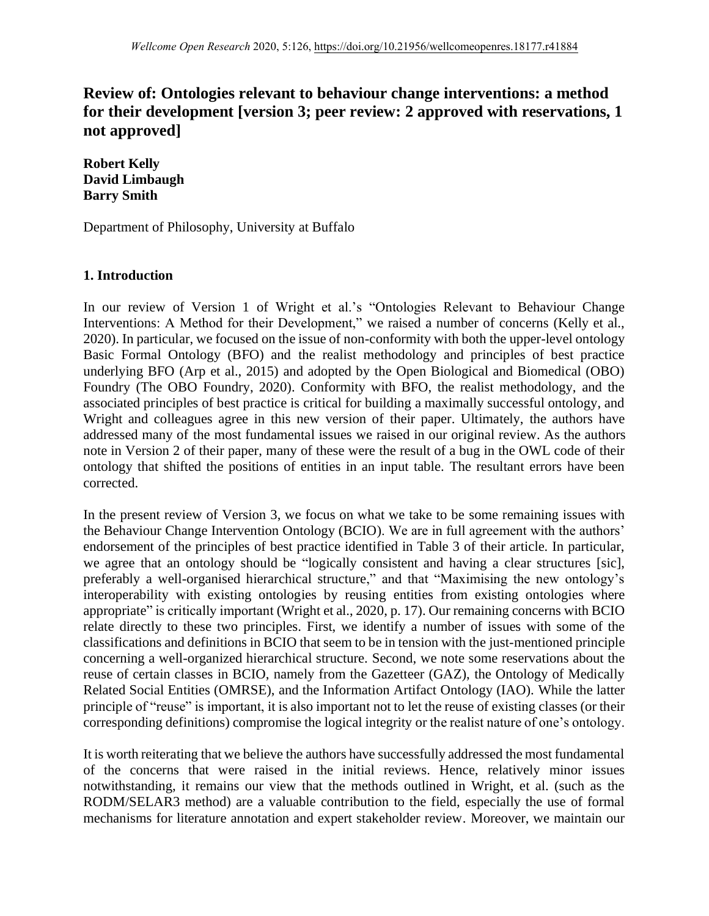*Wellcome Open Research* 2020, 5:126, https://doi.org/10.21956/wellcomeopenres.18177.r41884

# Review of: Ontologies relevant to behaviour change interventions: a method for their development [version 3; peer review: 2 approved with reservations, 1 not approved]

**Robert Kelly**
**David Limbaugh**
**Barry Smith**

Department of Philosophy, University at Buffalo

## 1. Introduction

In our review of Version 1 of Wright et al.'s "Ontologies Relevant to Behaviour Change Interventions: A Method for their Development," we raised a number of concerns (Kelly et al., 2020). In particular, we focused on the issue of non-conformity with both the upper-level ontology Basic Formal Ontology (BFO) and the realist methodology and principles of best practice underlying BFO (Arp et al., 2015) and adopted by the Open Biological and Biomedical (OBO) Foundry (The OBO Foundry, 2020). Conformity with BFO, the realist methodology, and the associated principles of best practice is critical for building a maximally successful ontology, and Wright and colleagues agree in this new version of their paper. Ultimately, the authors have addressed many of the most fundamental issues we raised in our original review. As the authors note in Version 2 of their paper, many of these were the result of a bug in the OWL code of their ontology that shifted the positions of entities in an input table. The resultant errors have been corrected.

In the present review of Version 3, we focus on what we take to be some remaining issues with the Behaviour Change Intervention Ontology (BCIO). We are in full agreement with the authors' endorsement of the principles of best practice identified in Table 3 of their article. In particular, we agree that an ontology should be "logically consistent and having a clear structures [sic], preferably a well-organised hierarchical structure," and that "Maximising the new ontology's interoperability with existing ontologies by reusing entities from existing ontologies where appropriate" is critically important (Wright et al., 2020, p. 17). Our remaining concerns with BCIO relate directly to these two principles. First, we identify a number of issues with some of the classifications and definitions in BCIO that seem to be in tension with the just-mentioned principle concerning a well-organized hierarchical structure. Second, we note some reservations about the reuse of certain classes in BCIO, namely from the Gazetteer (GAZ), the Ontology of Medically Related Social Entities (OMRSE), and the Information Artifact Ontology (IAO). While the latter principle of "reuse" is important, it is also important not to let the reuse of existing classes (or their corresponding definitions) compromise the logical integrity or the realist nature of one's ontology.

It is worth reiterating that we believe the authors have successfully addressed the most fundamental of the concerns that were raised in the initial reviews. Hence, relatively minor issues notwithstanding, it remains our view that the methods outlined in Wright, et al. (such as the RODM/SELAR3 method) are a valuable contribution to the field, especially the use of formal mechanisms for literature annotation and expert stakeholder review. Moreover, we maintain our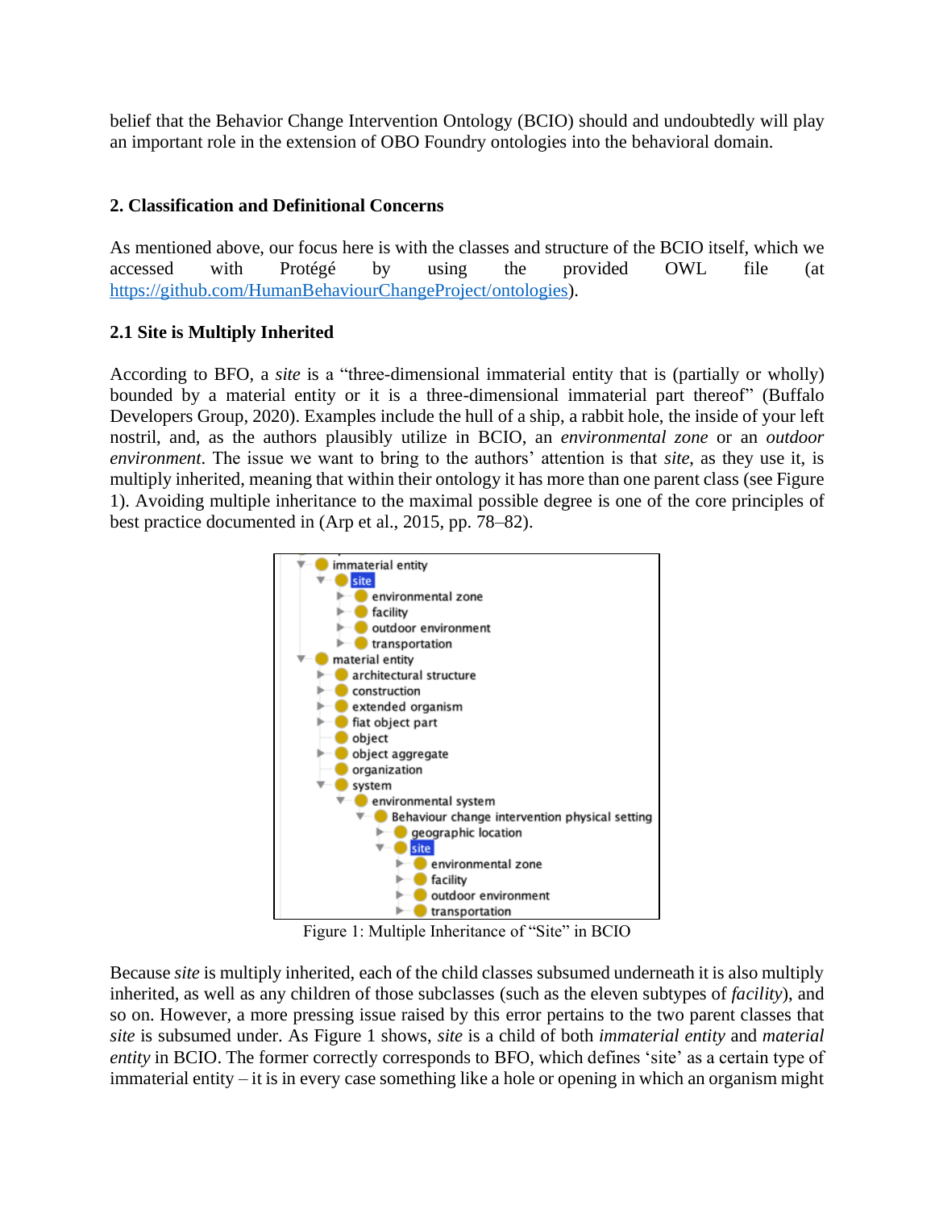belief that the Behavior Change Intervention Ontology (BCIO) should and undoubtedly will play an important role in the extension of OBO Foundry ontologies into the behavioral domain.

## 2. Classification and Definitional Concerns

As mentioned above, our focus here is with the classes and structure of the BCIO itself, which we accessed with Protégé by using the provided OWL file (at https://github.com/HumanBehaviourChangeProject/ontologies).

### 2.1 Site is Multiply Inherited

According to BFO, a *site* is a "three-dimensional immaterial entity that is (partially or wholly) bounded by a material entity or it is a three-dimensional immaterial part thereof" (Buffalo Developers Group, 2020). Examples include the hull of a ship, a rabbit hole, the inside of your left nostril, and, as the authors plausibly utilize in BCIO, an *environmental zone* or an *outdoor environment*. The issue we want to bring to the authors' attention is that *site*, as they use it, is multiply inherited, meaning that within their ontology it has more than one parent class (see Figure 1). Avoiding multiple inheritance to the maximal possible degree is one of the core principles of best practice documented in (Arp et al., 2015, pp. 78–82).

Figure 1: Multiple Inheritance of "Site" in BCIO

Because *site* is multiply inherited, each of the child classes subsumed underneath it is also multiply inherited, as well as any children of those subclasses (such as the eleven subtypes of *facility*), and so on. However, a more pressing issue raised by this error pertains to the two parent classes that *site* is subsumed under. As Figure 1 shows, *site* is a child of both *immaterial entity* and *material entity* in BCIO. The former correctly corresponds to BFO, which defines 'site' as a certain type of immaterial entity – it is in every case something like a hole or opening in which an organism might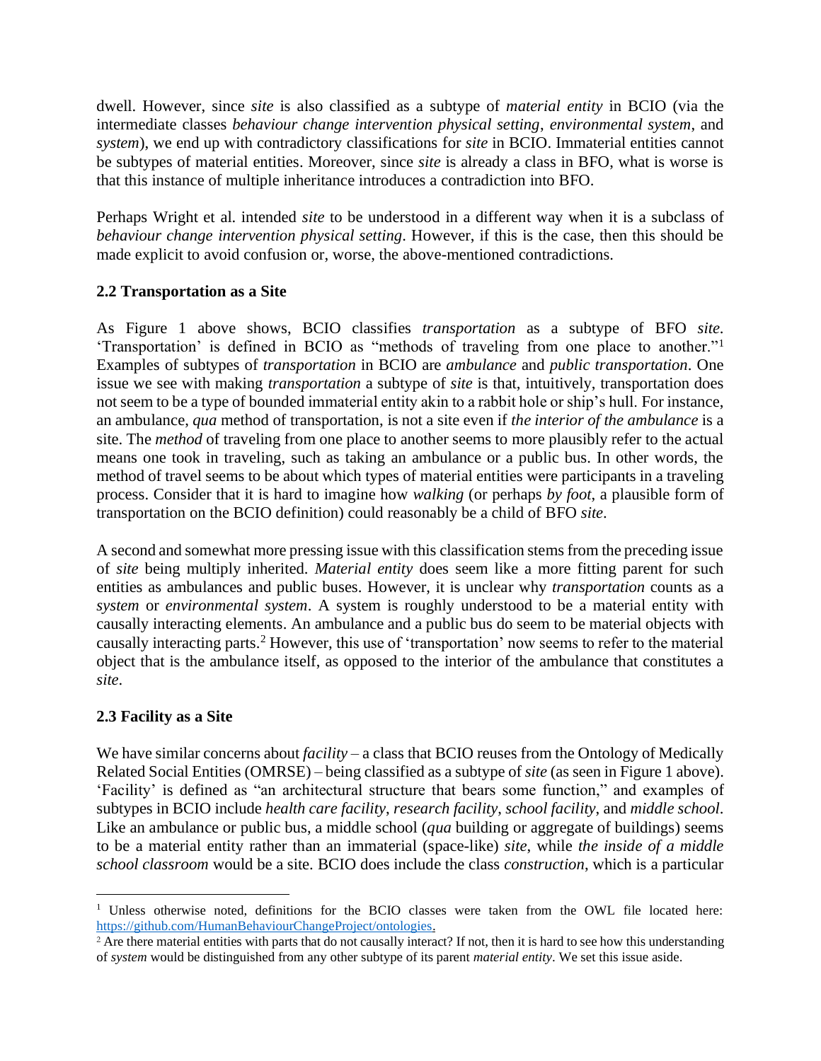dwell. However, since *site* is also classified as a subtype of *material entity* in BCIO (via the intermediate classes *behaviour change intervention physical setting*, *environmental system*, and *system*), we end up with contradictory classifications for *site* in BCIO. Immaterial entities cannot be subtypes of material entities. Moreover, since *site* is already a class in BFO, what is worse is that this instance of multiple inheritance introduces a contradiction into BFO.

Perhaps Wright et al. intended *site* to be understood in a different way when it is a subclass of *behaviour change intervention physical setting*. However, if this is the case, then this should be made explicit to avoid confusion or, worse, the above-mentioned contradictions.

### 2.2 Transportation as a Site

As Figure 1 above shows, BCIO classifies *transportation* as a subtype of BFO *site*. 'Transportation' is defined in BCIO as "methods of traveling from one place to another."[1] Examples of subtypes of *transportation* in BCIO are *ambulance* and *public transportation*. One issue we see with making *transportation* a subtype of *site* is that, intuitively, transportation does not seem to be a type of bounded immaterial entity akin to a rabbit hole or ship's hull. For instance, an ambulance, *qua* method of transportation, is not a site even if *the interior of the ambulance* is a site. The *method* of traveling from one place to another seems to more plausibly refer to the actual means one took in traveling, such as taking an ambulance or a public bus. In other words, the method of travel seems to be about which types of material entities were participants in a traveling process. Consider that it is hard to imagine how *walking* (or perhaps *by foot*, a plausible form of transportation on the BCIO definition) could reasonably be a child of BFO *site*.

A second and somewhat more pressing issue with this classification stems from the preceding issue of *site* being multiply inherited. *Material entity* does seem like a more fitting parent for such entities as ambulances and public buses. However, it is unclear why *transportation* counts as a *system* or *environmental system*. A system is roughly understood to be a material entity with causally interacting elements. An ambulance and a public bus do seem to be material objects with causally interacting parts.[2] However, this use of 'transportation' now seems to refer to the material object that is the ambulance itself, as opposed to the interior of the ambulance that constitutes a *site*.

### 2.3 Facility as a Site

We have similar concerns about *facility* – a class that BCIO reuses from the Ontology of Medically Related Social Entities (OMRSE) – being classified as a subtype of *site* (as seen in Figure 1 above). 'Facility' is defined as "an architectural structure that bears some function," and examples of subtypes in BCIO include *health care facility*, *research facility*, *school facility*, and *middle school*. Like an ambulance or public bus, a middle school (*qua* building or aggregate of buildings) seems to be a material entity rather than an immaterial (space-like) *site*, while *the inside of a middle school classroom* would be a site. BCIO does include the class *construction*, which is a particular

---

[1] Unless otherwise noted, definitions for the BCIO classes were taken from the OWL file located here: https://github.com/HumanBehaviourChangeProject/ontologies.

[2] Are there material entities with parts that do not causally interact? If not, then it is hard to see how this understanding of *system* would be distinguished from any other subtype of its parent *material entity*. We set this issue aside.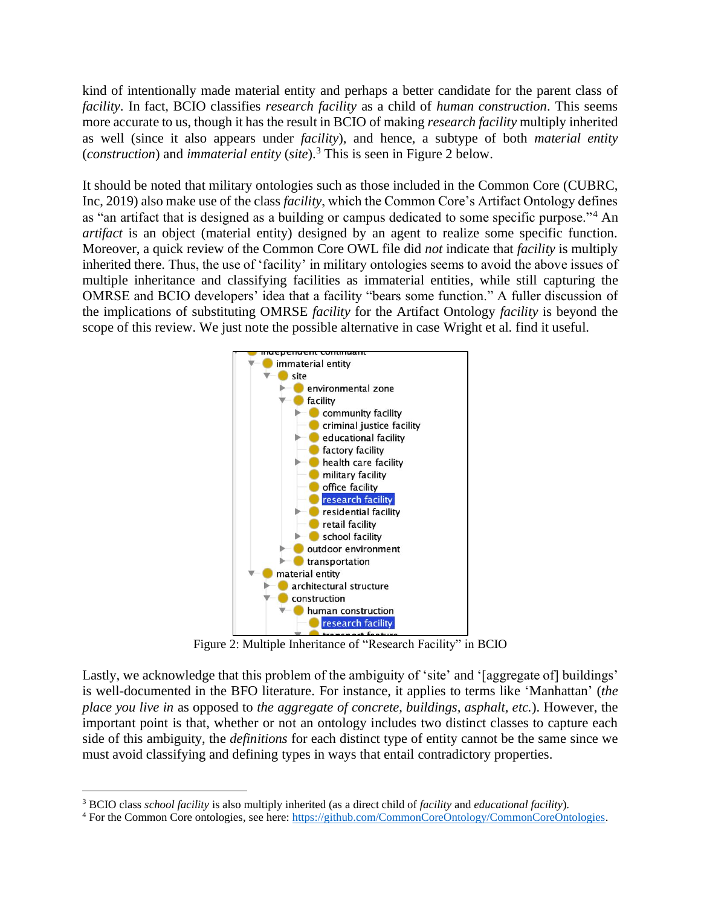kind of intentionally made material entity and perhaps a better candidate for the parent class of *facility*. In fact, BCIO classifies *research facility* as a child of *human construction*. This seems more accurate to us, though it has the result in BCIO of making *research facility* multiply inherited as well (since it also appears under *facility*), and hence, a subtype of both *material entity* (*construction*) and *immaterial entity* (*site*).[3] This is seen in Figure 2 below.

It should be noted that military ontologies such as those included in the Common Core (CUBRC, Inc, 2019) also make use of the class *facility*, which the Common Core's Artifact Ontology defines as "an artifact that is designed as a building or campus dedicated to some specific purpose."[4] An *artifact* is an object (material entity) designed by an agent to realize some specific function. Moreover, a quick review of the Common Core OWL file did *not* indicate that *facility* is multiply inherited there. Thus, the use of 'facility' in military ontologies seems to avoid the above issues of multiple inheritance and classifying facilities as immaterial entities, while still capturing the OMRSE and BCIO developers' idea that a facility "bears some function." A fuller discussion of the implications of substituting OMRSE *facility* for the Artifact Ontology *facility* is beyond the scope of this review. We just note the possible alternative in case Wright et al. find it useful.

Figure 2: Multiple Inheritance of "Research Facility" in BCIO

Lastly, we acknowledge that this problem of the ambiguity of 'site' and '[aggregate of] buildings' is well-documented in the BFO literature. For instance, it applies to terms like 'Manhattan' (*the place you live in* as opposed to *the aggregate of concrete, buildings, asphalt, etc.*). However, the important point is that, whether or not an ontology includes two distinct classes to capture each side of this ambiguity, the *definitions* for each distinct type of entity cannot be the same since we must avoid classifying and defining types in ways that entail contradictory properties.

---

[3] BCIO class *school facility* is also multiply inherited (as a direct child of *facility* and *educational facility*).

[4] For the Common Core ontologies, see here: https://github.com/CommonCoreOntology/CommonCoreOntologies.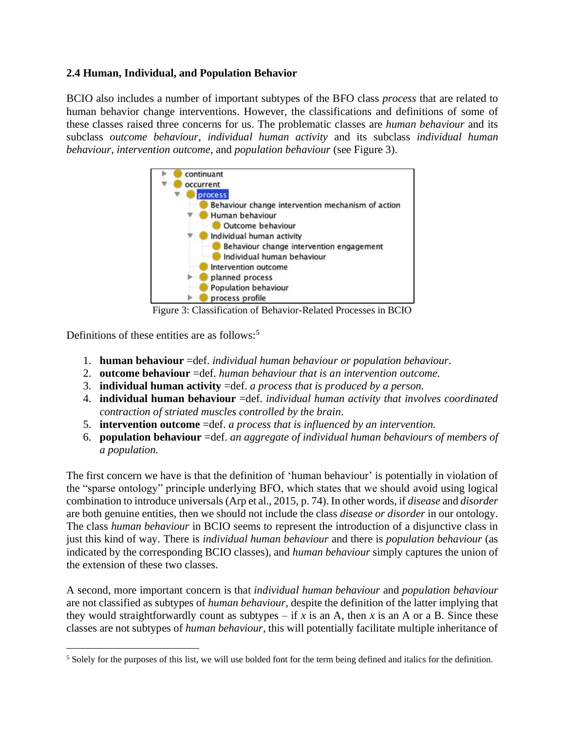### 2.4 Human, Individual, and Population Behavior

BCIO also includes a number of important subtypes of the BFO class *process* that are related to human behavior change interventions. However, the classifications and definitions of some of these classes raised three concerns for us. The problematic classes are *human behaviour* and its subclass *outcome behaviour*, *individual human activity* and its subclass *individual human behaviour*, *intervention outcome*, and *population behaviour* (see Figure 3).

Figure 3: Classification of Behavior-Related Processes in BCIO

Definitions of these entities are as follows:[5]

1. **human behaviour** =def. *individual human behaviour or population behaviour*.
2. **outcome behaviour** =def. *human behaviour that is an intervention outcome*.
3. **individual human activity** =def. *a process that is produced by a person*.
4. **individual human behaviour** =def. *individual human activity that involves coordinated contraction of striated muscles controlled by the brain*.
5. **intervention outcome** =def. *a process that is influenced by an intervention.*
6. **population behaviour** =def. *an aggregate of individual human behaviours of members of a population.*

The first concern we have is that the definition of 'human behaviour' is potentially in violation of the "sparse ontology" principle underlying BFO, which states that we should avoid using logical combination to introduce universals (Arp et al., 2015, p. 74). In other words, if *disease* and *disorder* are both genuine entities, then we should not include the class *disease or disorder* in our ontology. The class *human behaviour* in BCIO seems to represent the introduction of a disjunctive class in just this kind of way. There is *individual human behaviour* and there is *population behaviour* (as indicated by the corresponding BCIO classes), and *human behaviour* simply captures the union of the extension of these two classes.

A second, more important concern is that *individual human behaviour* and *population behaviour* are not classified as subtypes of *human behaviour*, despite the definition of the latter implying that they would straightforwardly count as subtypes – if *x* is an A, then *x* is an A or a B. Since these classes are not subtypes of *human behaviour*, this will potentially facilitate multiple inheritance of

[5] Solely for the purposes of this list, we will use bolded font for the term being defined and italics for the definition.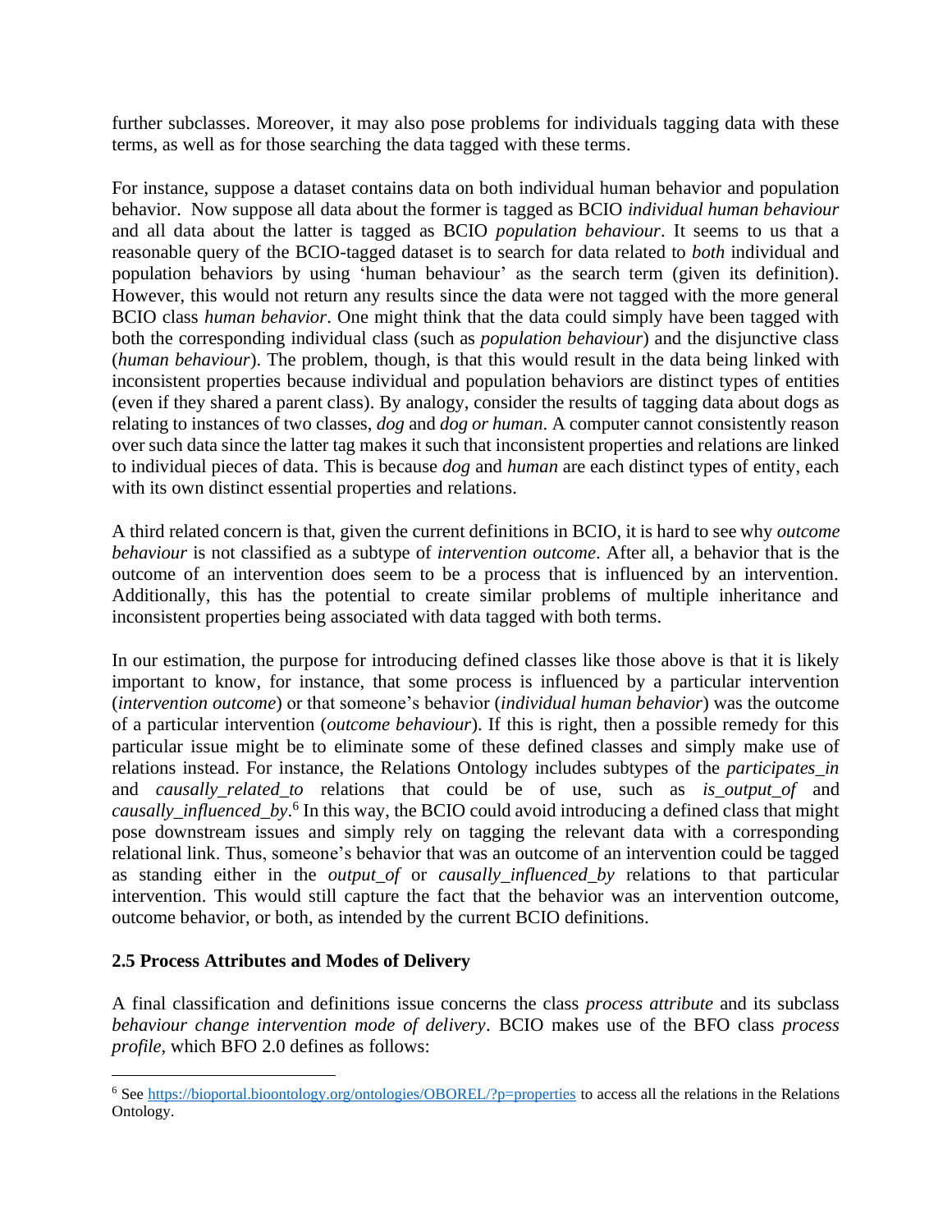further subclasses. Moreover, it may also pose problems for individuals tagging data with these terms, as well as for those searching the data tagged with these terms.

For instance, suppose a dataset contains data on both individual human behavior and population behavior. Now suppose all data about the former is tagged as BCIO *individual human behaviour* and all data about the latter is tagged as BCIO *population behaviour*. It seems to us that a reasonable query of the BCIO-tagged dataset is to search for data related to *both* individual and population behaviors by using 'human behaviour' as the search term (given its definition). However, this would not return any results since the data were not tagged with the more general BCIO class *human behavior*. One might think that the data could simply have been tagged with both the corresponding individual class (such as *population behaviour*) and the disjunctive class (*human behaviour*). The problem, though, is that this would result in the data being linked with inconsistent properties because individual and population behaviors are distinct types of entities (even if they shared a parent class). By analogy, consider the results of tagging data about dogs as relating to instances of two classes, *dog* and *dog or human*. A computer cannot consistently reason over such data since the latter tag makes it such that inconsistent properties and relations are linked to individual pieces of data. This is because *dog* and *human* are each distinct types of entity, each with its own distinct essential properties and relations.

A third related concern is that, given the current definitions in BCIO, it is hard to see why *outcome behaviour* is not classified as a subtype of *intervention outcome*. After all, a behavior that is the outcome of an intervention does seem to be a process that is influenced by an intervention. Additionally, this has the potential to create similar problems of multiple inheritance and inconsistent properties being associated with data tagged with both terms.

In our estimation, the purpose for introducing defined classes like those above is that it is likely important to know, for instance, that some process is influenced by a particular intervention (*intervention outcome*) or that someone's behavior (*individual human behavior*) was the outcome of a particular intervention (*outcome behaviour*). If this is right, then a possible remedy for this particular issue might be to eliminate some of these defined classes and simply make use of relations instead. For instance, the Relations Ontology includes subtypes of the *participates_in* and *causally_related_to* relations that could be of use, such as *is_output_of* and *causally_influenced_by*.[6] In this way, the BCIO could avoid introducing a defined class that might pose downstream issues and simply rely on tagging the relevant data with a corresponding relational link. Thus, someone's behavior that was an outcome of an intervention could be tagged as standing either in the *output_of* or *causally_influenced_by* relations to that particular intervention. This would still capture the fact that the behavior was an intervention outcome, outcome behavior, or both, as intended by the current BCIO definitions.

### 2.5 Process Attributes and Modes of Delivery

A final classification and definitions issue concerns the class *process attribute* and its subclass *behaviour change intervention mode of delivery*. BCIO makes use of the BFO class *process profile*, which BFO 2.0 defines as follows:

[6] See https://bioportal.bioontology.org/ontologies/OBOREL/?p=properties to access all the relations in the Relations Ontology.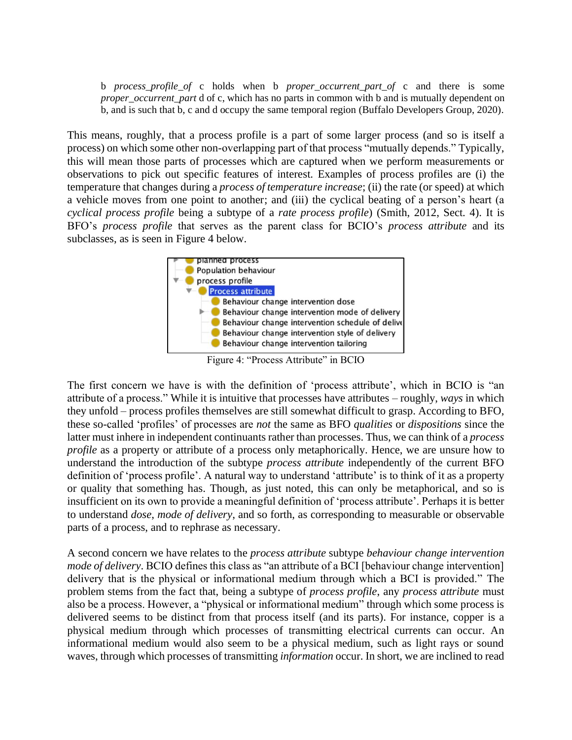> b *process_profile_of* c holds when b *proper_occurrent_part_of* c and there is some *proper_occurrent_part* d of c, which has no parts in common with b and is mutually dependent on b, and is such that b, c and d occupy the same temporal region (Buffalo Developers Group, 2020).

This means, roughly, that a process profile is a part of some larger process (and so is itself a process) on which some other non-overlapping part of that process "mutually depends." Typically, this will mean those parts of processes which are captured when we perform measurements or observations to pick out specific features of interest. Examples of process profiles are (i) the temperature that changes during a *process of temperature increase*; (ii) the rate (or speed) at which a vehicle moves from one point to another; and (iii) the cyclical beating of a person's heart (a *cyclical process profile* being a subtype of a *rate process profile*) (Smith, 2012, Sect. 4). It is BFO's *process profile* that serves as the parent class for BCIO's *process attribute* and its subclasses, as is seen in Figure 4 below.

Figure 4: "Process Attribute" in BCIO

The first concern we have is with the definition of 'process attribute', which in BCIO is "an attribute of a process." While it is intuitive that processes have attributes – roughly, *ways* in which they unfold – process profiles themselves are still somewhat difficult to grasp. According to BFO, these so-called 'profiles' of processes are *not* the same as BFO *qualities* or *dispositions* since the latter must inhere in independent continuants rather than processes. Thus, we can think of a *process profile* as a property or attribute of a process only metaphorically. Hence, we are unsure how to understand the introduction of the subtype *process attribute* independently of the current BFO definition of 'process profile'. A natural way to understand 'attribute' is to think of it as a property or quality that something has. Though, as just noted, this can only be metaphorical, and so is insufficient on its own to provide a meaningful definition of 'process attribute'. Perhaps it is better to understand *dose*, *mode of delivery*, and so forth, as corresponding to measurable or observable parts of a process, and to rephrase as necessary.

A second concern we have relates to the *process attribute* subtype *behaviour change intervention mode of delivery*. BCIO defines this class as "an attribute of a BCI [behaviour change intervention] delivery that is the physical or informational medium through which a BCI is provided." The problem stems from the fact that, being a subtype of *process profile*, any *process attribute* must also be a process. However, a "physical or informational medium" through which some process is delivered seems to be distinct from that process itself (and its parts). For instance, copper is a physical medium through which processes of transmitting electrical currents can occur. An informational medium would also seem to be a physical medium, such as light rays or sound waves, through which processes of transmitting *information* occur. In short, we are inclined to read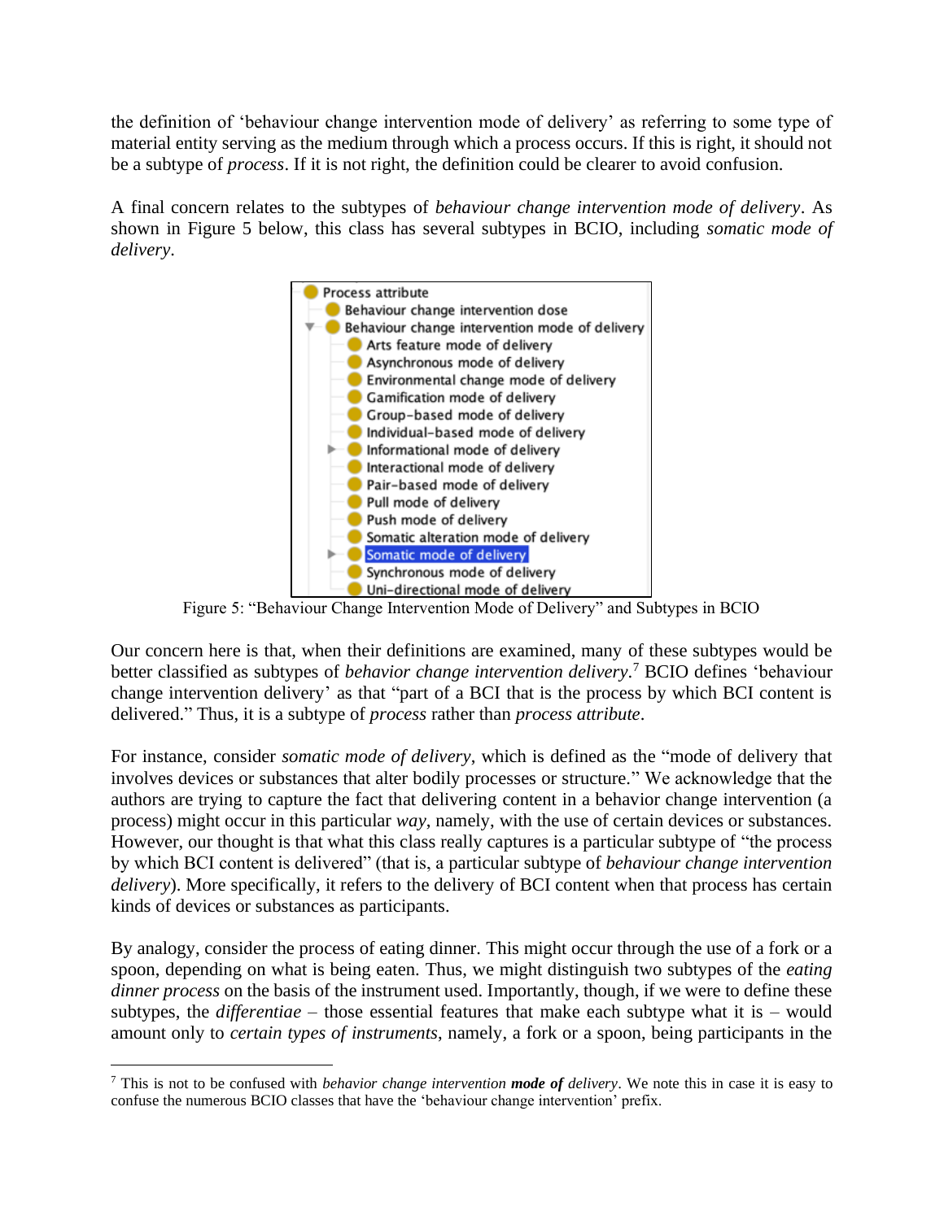the definition of 'behaviour change intervention mode of delivery' as referring to some type of material entity serving as the medium through which a process occurs. If this is right, it should not be a subtype of *process*. If it is not right, the definition could be clearer to avoid confusion.

A final concern relates to the subtypes of *behaviour change intervention mode of delivery*. As shown in Figure 5 below, this class has several subtypes in BCIO, including *somatic mode of delivery*.

- Process attribute
  - Behaviour change intervention dose
  - Behaviour change intervention mode of delivery
    - Arts feature mode of delivery
    - Asynchronous mode of delivery
    - Environmental change mode of delivery
    - Gamification mode of delivery
    - Group-based mode of delivery
    - Individual-based mode of delivery
    - Informational mode of delivery
    - Interactional mode of delivery
    - Pair-based mode of delivery
    - Pull mode of delivery
    - Push mode of delivery
    - Somatic alteration mode of delivery
    - Somatic mode of delivery
    - Synchronous mode of delivery
    - Uni-directional mode of delivery

Figure 5: "Behaviour Change Intervention Mode of Delivery" and Subtypes in BCIO

Our concern here is that, when their definitions are examined, many of these subtypes would be better classified as subtypes of *behavior change intervention delivery*.[7] BCIO defines 'behaviour change intervention delivery' as that "part of a BCI that is the process by which BCI content is delivered." Thus, it is a subtype of *process* rather than *process attribute*.

For instance, consider *somatic mode of delivery*, which is defined as the "mode of delivery that involves devices or substances that alter bodily processes or structure." We acknowledge that the authors are trying to capture the fact that delivering content in a behavior change intervention (a process) might occur in this particular *way*, namely, with the use of certain devices or substances. However, our thought is that what this class really captures is a particular subtype of "the process by which BCI content is delivered" (that is, a particular subtype of *behaviour change intervention delivery*). More specifically, it refers to the delivery of BCI content when that process has certain kinds of devices or substances as participants.

By analogy, consider the process of eating dinner. This might occur through the use of a fork or a spoon, depending on what is being eaten. Thus, we might distinguish two subtypes of the *eating dinner process* on the basis of the instrument used. Importantly, though, if we were to define these subtypes, the *differentiae* – those essential features that make each subtype what it is – would amount only to *certain types of instruments*, namely, a fork or a spoon, being participants in the

[7] This is not to be confused with *behavior change intervention **mode of** delivery*. We note this in case it is easy to confuse the numerous BCIO classes that have the 'behaviour change intervention' prefix.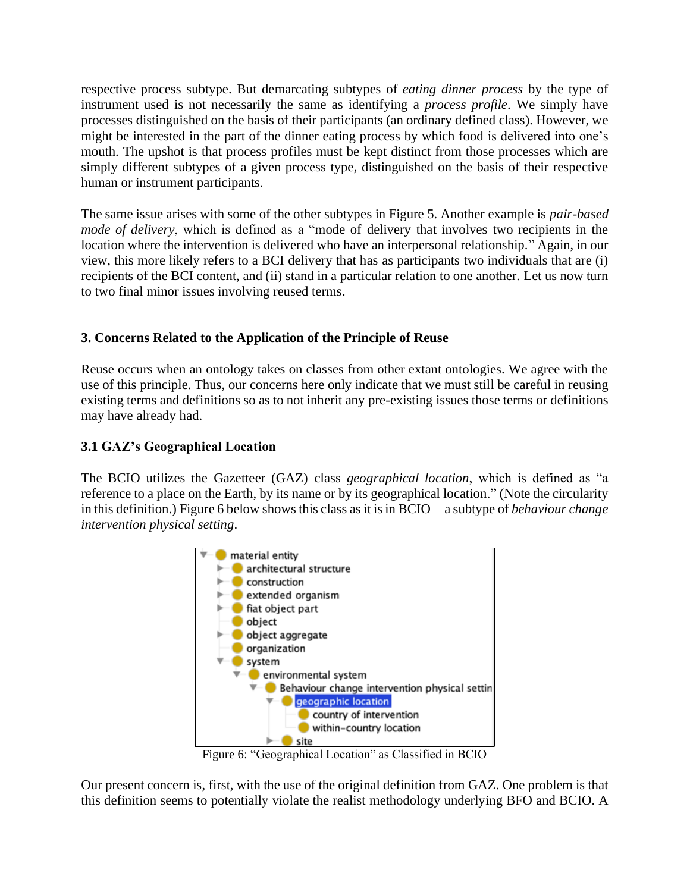respective process subtype. But demarcating subtypes of *eating dinner process* by the type of instrument used is not necessarily the same as identifying a *process profile*. We simply have processes distinguished on the basis of their participants (an ordinary defined class). However, we might be interested in the part of the dinner eating process by which food is delivered into one's mouth. The upshot is that process profiles must be kept distinct from those processes which are simply different subtypes of a given process type, distinguished on the basis of their respective human or instrument participants.

The same issue arises with some of the other subtypes in Figure 5. Another example is *pair-based mode of delivery*, which is defined as a "mode of delivery that involves two recipients in the location where the intervention is delivered who have an interpersonal relationship." Again, in our view, this more likely refers to a BCI delivery that has as participants two individuals that are (i) recipients of the BCI content, and (ii) stand in a particular relation to one another. Let us now turn to two final minor issues involving reused terms.

## 3. Concerns Related to the Application of the Principle of Reuse

Reuse occurs when an ontology takes on classes from other extant ontologies. We agree with the use of this principle. Thus, our concerns here only indicate that we must still be careful in reusing existing terms and definitions so as to not inherit any pre-existing issues those terms or definitions may have already had.

### 3.1 GAZ's Geographical Location

The BCIO utilizes the Gazetteer (GAZ) class *geographical location*, which is defined as "a reference to a place on the Earth, by its name or by its geographical location." (Note the circularity in this definition.) Figure 6 below shows this class as it is in BCIO—a subtype of *behaviour change intervention physical setting*.

```
material entity
  architectural structure
  construction
  extended organism
  fiat object part
  object
  object aggregate
  organization
  system
    environmental system
      Behaviour change intervention physical settin
        geographic location
          country of intervention
          within-country location
        site
```

Figure 6: "Geographical Location" as Classified in BCIO

Our present concern is, first, with the use of the original definition from GAZ. One problem is that this definition seems to potentially violate the realist methodology underlying BFO and BCIO. A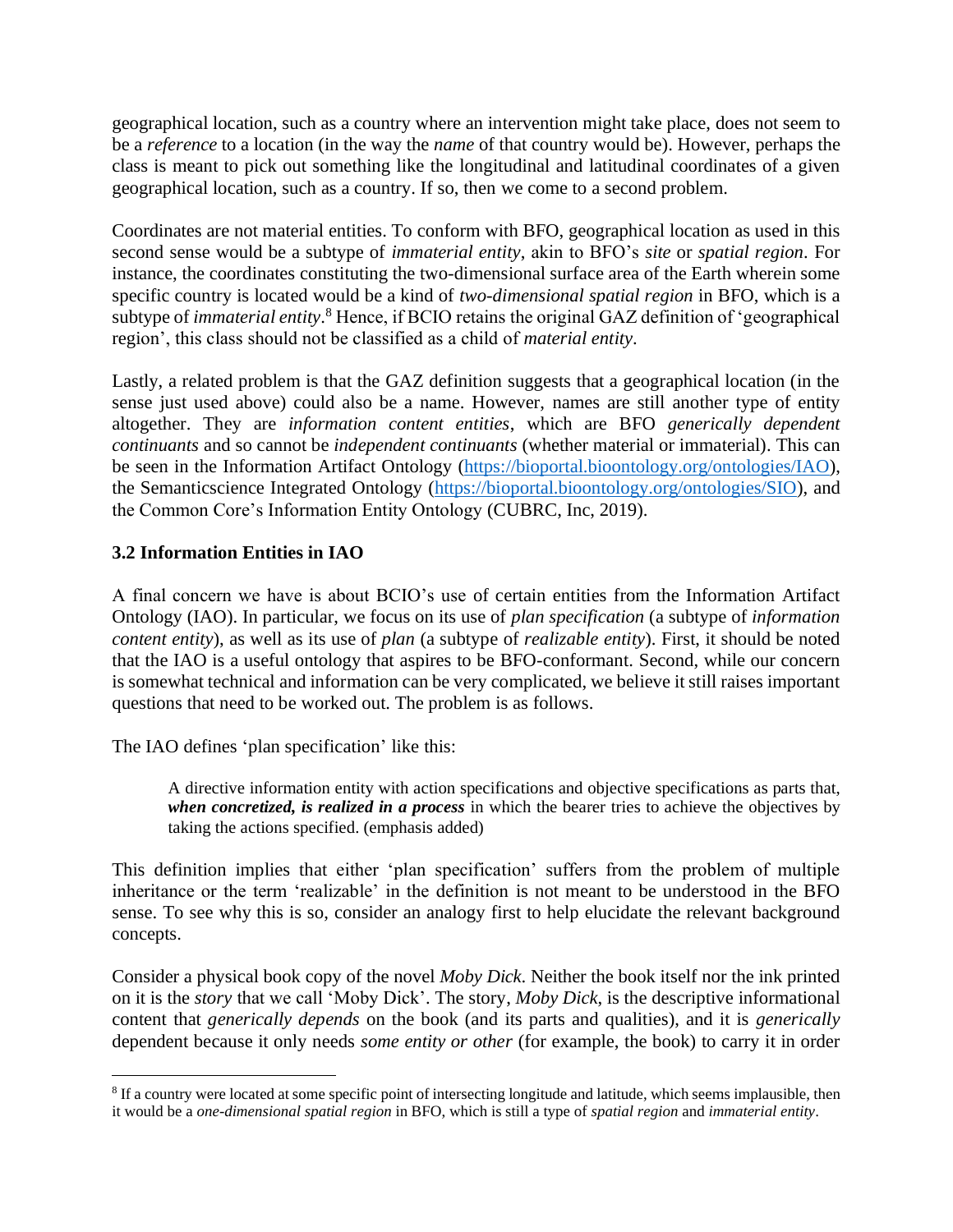geographical location, such as a country where an intervention might take place, does not seem to be a *reference* to a location (in the way the *name* of that country would be). However, perhaps the class is meant to pick out something like the longitudinal and latitudinal coordinates of a given geographical location, such as a country. If so, then we come to a second problem.

Coordinates are not material entities. To conform with BFO, geographical location as used in this second sense would be a subtype of *immaterial entity*, akin to BFO's *site* or *spatial region*. For instance, the coordinates constituting the two-dimensional surface area of the Earth wherein some specific country is located would be a kind of *two-dimensional spatial region* in BFO, which is a subtype of *immaterial entity*.[8] Hence, if BCIO retains the original GAZ definition of 'geographical region', this class should not be classified as a child of *material entity*.

Lastly, a related problem is that the GAZ definition suggests that a geographical location (in the sense just used above) could also be a name. However, names are still another type of entity altogether. They are *information content entities*, which are BFO *generically dependent continuants* and so cannot be *independent continuants* (whether material or immaterial). This can be seen in the Information Artifact Ontology (https://bioportal.bioontology.org/ontologies/IAO), the Semanticscience Integrated Ontology (https://bioportal.bioontology.org/ontologies/SIO), and the Common Core's Information Entity Ontology (CUBRC, Inc, 2019).

### 3.2 Information Entities in IAO

A final concern we have is about BCIO's use of certain entities from the Information Artifact Ontology (IAO). In particular, we focus on its use of *plan specification* (a subtype of *information content entity*), as well as its use of *plan* (a subtype of *realizable entity*). First, it should be noted that the IAO is a useful ontology that aspires to be BFO-conformant. Second, while our concern is somewhat technical and information can be very complicated, we believe it still raises important questions that need to be worked out. The problem is as follows.

The IAO defines 'plan specification' like this:

> A directive information entity with action specifications and objective specifications as parts that, ***when concretized, is realized in a process*** in which the bearer tries to achieve the objectives by taking the actions specified. (emphasis added)

This definition implies that either 'plan specification' suffers from the problem of multiple inheritance or the term 'realizable' in the definition is not meant to be understood in the BFO sense. To see why this is so, consider an analogy first to help elucidate the relevant background concepts.

Consider a physical book copy of the novel *Moby Dick*. Neither the book itself nor the ink printed on it is the *story* that we call 'Moby Dick'. The story, *Moby Dick*, is the descriptive informational content that *generically depends* on the book (and its parts and qualities), and it is *generically* dependent because it only needs *some entity or other* (for example, the book) to carry it in order

[8] If a country were located at some specific point of intersecting longitude and latitude, which seems implausible, then it would be a *one-dimensional spatial region* in BFO, which is still a type of *spatial region* and *immaterial entity*.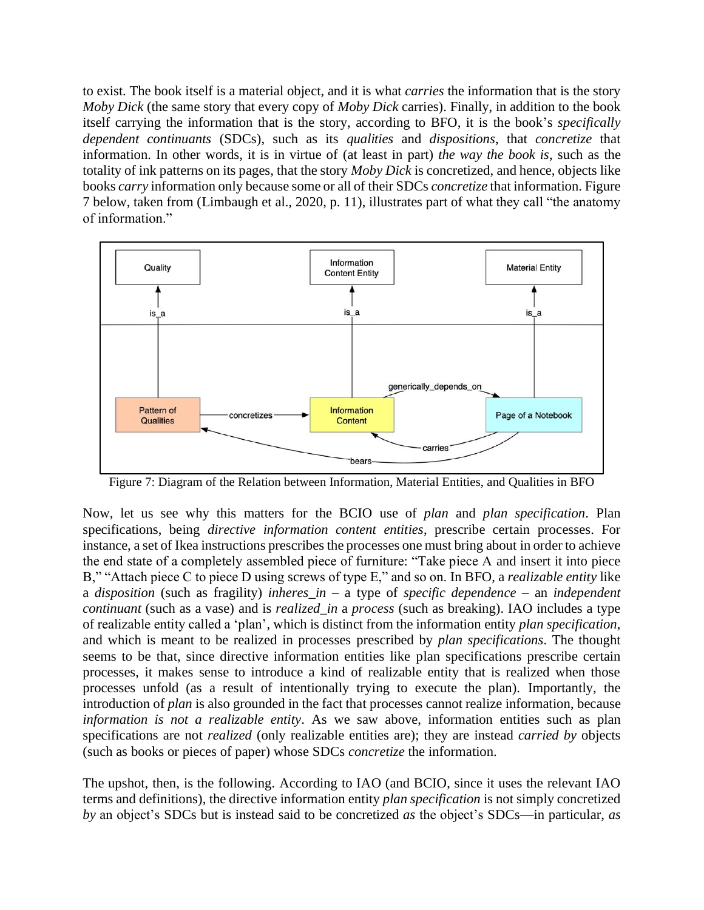to exist. The book itself is a material object, and it is what *carries* the information that is the story *Moby Dick* (the same story that every copy of *Moby Dick* carries). Finally, in addition to the book itself carrying the information that is the story, according to BFO, it is the book's *specifically dependent continuants* (SDCs), such as its *qualities* and *dispositions*, that *concretize* that information. In other words, it is in virtue of (at least in part) *the way the book is*, such as the totality of ink patterns on its pages, that the story *Moby Dick* is concretized, and hence, objects like books *carry* information only because some or all of their SDCs *concretize* that information. Figure 7 below, taken from (Limbaugh et al., 2020, p. 11), illustrates part of what they call "the anatomy of information."

Figure 7: Diagram of the Relation between Information, Material Entities, and Qualities in BFO

Now, let us see why this matters for the BCIO use of *plan* and *plan specification*. Plan specifications, being *directive information content entities*, prescribe certain processes. For instance, a set of Ikea instructions prescribes the processes one must bring about in order to achieve the end state of a completely assembled piece of furniture: "Take piece A and insert it into piece B," "Attach piece C to piece D using screws of type E," and so on. In BFO, a *realizable entity* like a *disposition* (such as fragility) *inheres_in* – a type of *specific dependence* – an *independent continuant* (such as a vase) and is *realized_in* a *process* (such as breaking). IAO includes a type of realizable entity called a 'plan', which is distinct from the information entity *plan specification*, and which is meant to be realized in processes prescribed by *plan specifications*. The thought seems to be that, since directive information entities like plan specifications prescribe certain processes, it makes sense to introduce a kind of realizable entity that is realized when those processes unfold (as a result of intentionally trying to execute the plan). Importantly, the introduction of *plan* is also grounded in the fact that processes cannot realize information, because *information is not a realizable entity*. As we saw above, information entities such as plan specifications are not *realized* (only realizable entities are); they are instead *carried by* objects (such as books or pieces of paper) whose SDCs *concretize* the information.

The upshot, then, is the following. According to IAO (and BCIO, since it uses the relevant IAO terms and definitions), the directive information entity *plan specification* is not simply concretized *by* an object's SDCs but is instead said to be concretized *as* the object's SDCs—in particular, *as*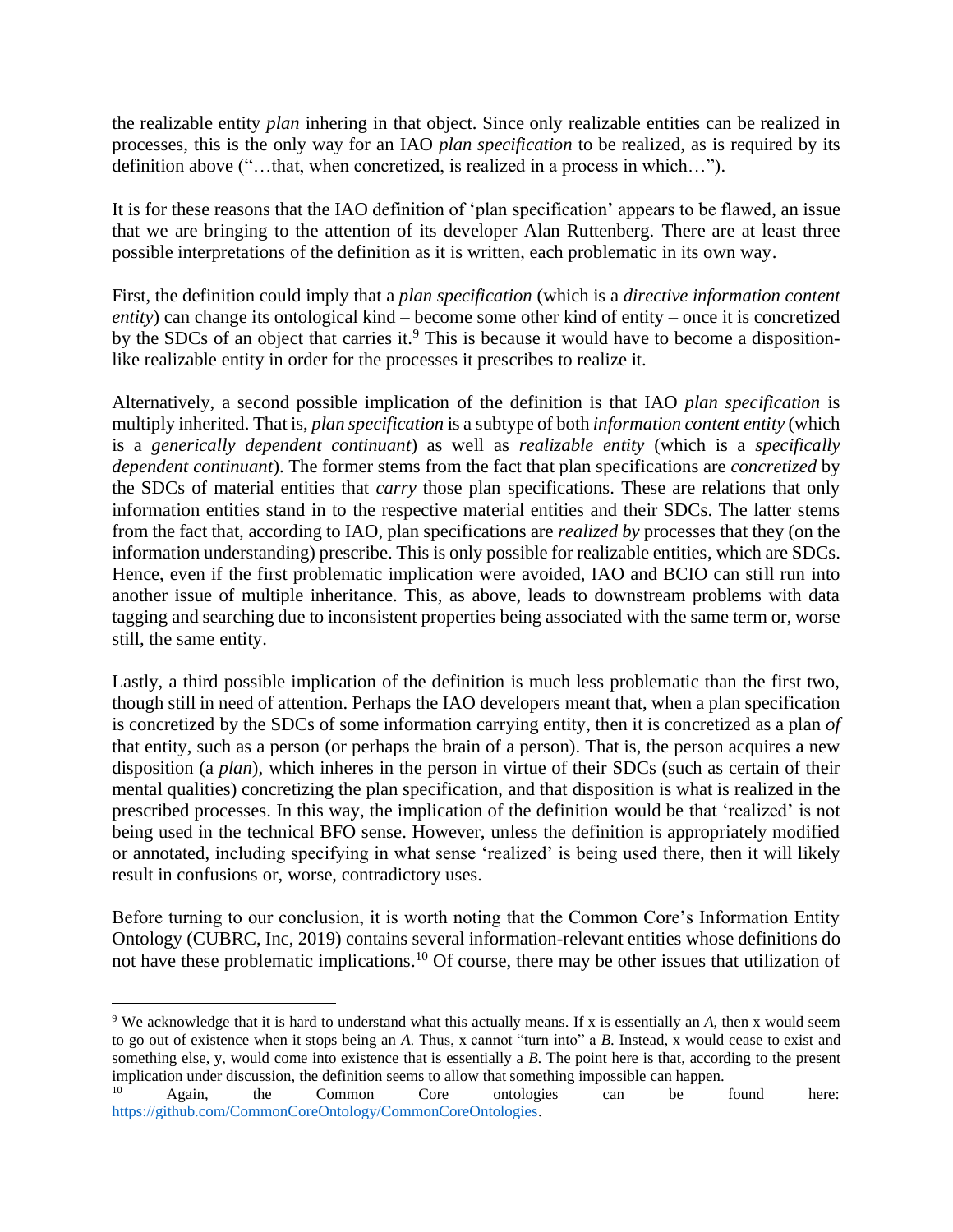the realizable entity *plan* inhering in that object. Since only realizable entities can be realized in processes, this is the only way for an IAO *plan specification* to be realized, as is required by its definition above ("…that, when concretized, is realized in a process in which…").

It is for these reasons that the IAO definition of 'plan specification' appears to be flawed, an issue that we are bringing to the attention of its developer Alan Ruttenberg. There are at least three possible interpretations of the definition as it is written, each problematic in its own way.

First, the definition could imply that a *plan specification* (which is a *directive information content entity*) can change its ontological kind – become some other kind of entity – once it is concretized by the SDCs of an object that carries it.[9] This is because it would have to become a disposition-like realizable entity in order for the processes it prescribes to realize it.

Alternatively, a second possible implication of the definition is that IAO *plan specification* is multiply inherited. That is, *plan specification* is a subtype of both *information content entity* (which is a *generically dependent continuant*) as well as *realizable entity* (which is a *specifically dependent continuant*). The former stems from the fact that plan specifications are *concretized* by the SDCs of material entities that *carry* those plan specifications. These are relations that only information entities stand in to the respective material entities and their SDCs. The latter stems from the fact that, according to IAO, plan specifications are *realized by* processes that they (on the information understanding) prescribe. This is only possible for realizable entities, which are SDCs. Hence, even if the first problematic implication were avoided, IAO and BCIO can still run into another issue of multiple inheritance. This, as above, leads to downstream problems with data tagging and searching due to inconsistent properties being associated with the same term or, worse still, the same entity.

Lastly, a third possible implication of the definition is much less problematic than the first two, though still in need of attention. Perhaps the IAO developers meant that, when a plan specification is concretized by the SDCs of some information carrying entity, then it is concretized as a plan *of* that entity, such as a person (or perhaps the brain of a person). That is, the person acquires a new disposition (a *plan*), which inheres in the person in virtue of their SDCs (such as certain of their mental qualities) concretizing the plan specification, and that disposition is what is realized in the prescribed processes. In this way, the implication of the definition would be that 'realized' is not being used in the technical BFO sense. However, unless the definition is appropriately modified or annotated, including specifying in what sense 'realized' is being used there, then it will likely result in confusions or, worse, contradictory uses.

Before turning to our conclusion, it is worth noting that the Common Core's Information Entity Ontology (CUBRC, Inc, 2019) contains several information-relevant entities whose definitions do not have these problematic implications.[10] Of course, there may be other issues that utilization of

---

[9] We acknowledge that it is hard to understand what this actually means. If x is essentially an *A*, then x would seem to go out of existence when it stops being an *A*. Thus, x cannot "turn into" a *B*. Instead, x would cease to exist and something else, y, would come into existence that is essentially a *B*. The point here is that, according to the present implication under discussion, the definition seems to allow that something impossible can happen.

[10] Again, the Common Core ontologies can be found here: https://github.com/CommonCoreOntology/CommonCoreOntologies.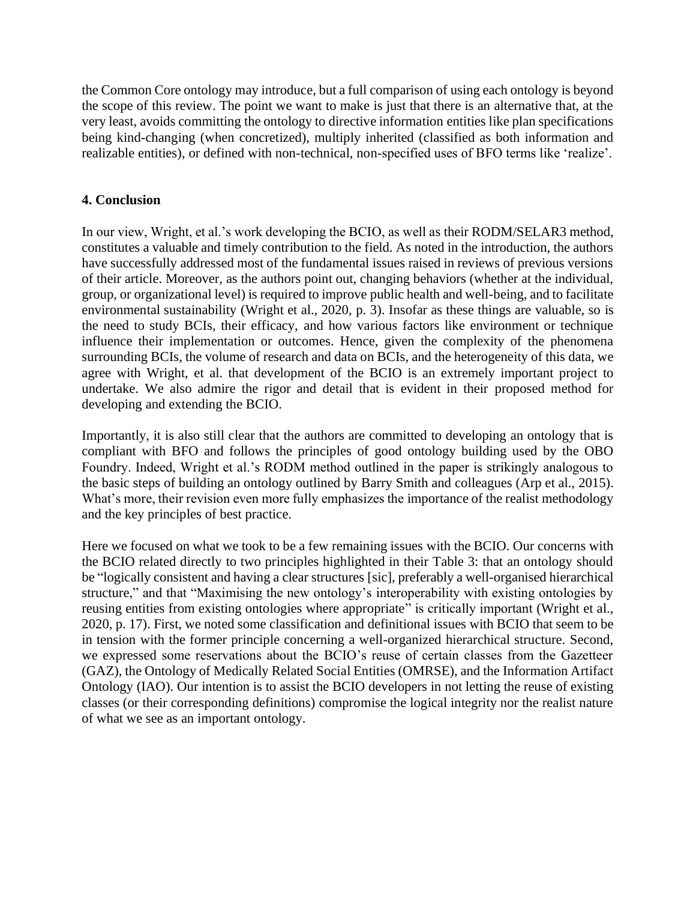the Common Core ontology may introduce, but a full comparison of using each ontology is beyond the scope of this review. The point we want to make is just that there is an alternative that, at the very least, avoids committing the ontology to directive information entities like plan specifications being kind-changing (when concretized), multiply inherited (classified as both information and realizable entities), or defined with non-technical, non-specified uses of BFO terms like 'realize'.

## 4. Conclusion

In our view, Wright, et al.'s work developing the BCIO, as well as their RODM/SELAR3 method, constitutes a valuable and timely contribution to the field. As noted in the introduction, the authors have successfully addressed most of the fundamental issues raised in reviews of previous versions of their article. Moreover, as the authors point out, changing behaviors (whether at the individual, group, or organizational level) is required to improve public health and well-being, and to facilitate environmental sustainability (Wright et al., 2020, p. 3). Insofar as these things are valuable, so is the need to study BCIs, their efficacy, and how various factors like environment or technique influence their implementation or outcomes. Hence, given the complexity of the phenomena surrounding BCIs, the volume of research and data on BCIs, and the heterogeneity of this data, we agree with Wright, et al. that development of the BCIO is an extremely important project to undertake. We also admire the rigor and detail that is evident in their proposed method for developing and extending the BCIO.

Importantly, it is also still clear that the authors are committed to developing an ontology that is compliant with BFO and follows the principles of good ontology building used by the OBO Foundry. Indeed, Wright et al.'s RODM method outlined in the paper is strikingly analogous to the basic steps of building an ontology outlined by Barry Smith and colleagues (Arp et al., 2015). What's more, their revision even more fully emphasizes the importance of the realist methodology and the key principles of best practice.

Here we focused on what we took to be a few remaining issues with the BCIO. Our concerns with the BCIO related directly to two principles highlighted in their Table 3: that an ontology should be "logically consistent and having a clear structures [sic], preferably a well-organised hierarchical structure," and that "Maximising the new ontology's interoperability with existing ontologies by reusing entities from existing ontologies where appropriate" is critically important (Wright et al., 2020, p. 17). First, we noted some classification and definitional issues with BCIO that seem to be in tension with the former principle concerning a well-organized hierarchical structure. Second, we expressed some reservations about the BCIO's reuse of certain classes from the Gazetteer (GAZ), the Ontology of Medically Related Social Entities (OMRSE), and the Information Artifact Ontology (IAO). Our intention is to assist the BCIO developers in not letting the reuse of existing classes (or their corresponding definitions) compromise the logical integrity nor the realist nature of what we see as an important ontology.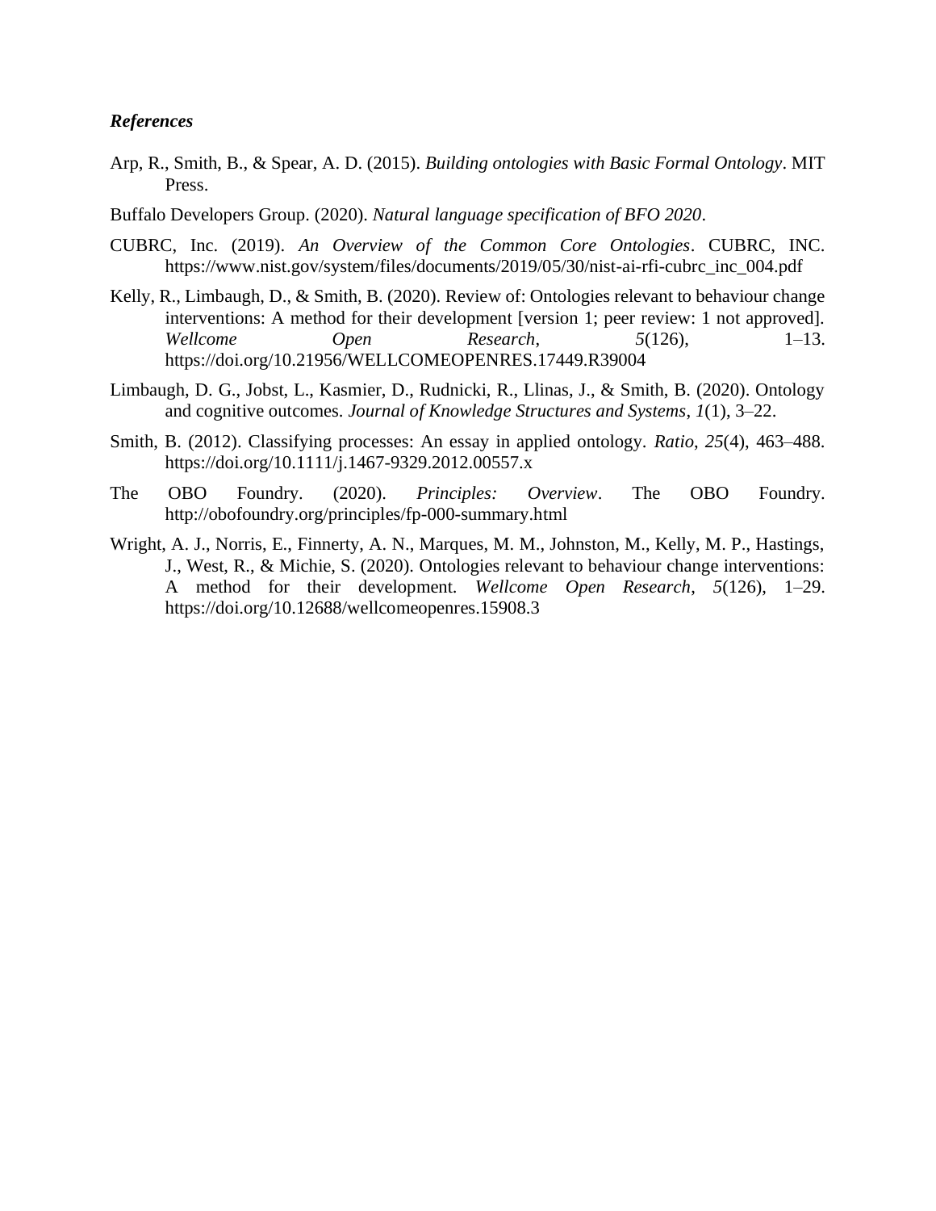***References***

Arp, R., Smith, B., & Spear, A. D. (2015). *Building ontologies with Basic Formal Ontology*. MIT Press.

Buffalo Developers Group. (2020). *Natural language specification of BFO 2020*.

CUBRC, Inc. (2019). *An Overview of the Common Core Ontologies*. CUBRC, INC. https://www.nist.gov/system/files/documents/2019/05/30/nist-ai-rfi-cubrc_inc_004.pdf

Kelly, R., Limbaugh, D., & Smith, B. (2020). Review of: Ontologies relevant to behaviour change interventions: A method for their development [version 1; peer review: 1 not approved]. *Wellcome Open Research*, *5*(126), 1–13. https://doi.org/10.21956/WELLCOMEOPENRES.17449.R39004

Limbaugh, D. G., Jobst, L., Kasmier, D., Rudnicki, R., Llinas, J., & Smith, B. (2020). Ontology and cognitive outcomes. *Journal of Knowledge Structures and Systems*, *1*(1), 3–22.

Smith, B. (2012). Classifying processes: An essay in applied ontology. *Ratio*, *25*(4), 463–488. https://doi.org/10.1111/j.1467-9329.2012.00557.x

The OBO Foundry. (2020). *Principles: Overview*. The OBO Foundry. http://obofoundry.org/principles/fp-000-summary.html

Wright, A. J., Norris, E., Finnerty, A. N., Marques, M. M., Johnston, M., Kelly, M. P., Hastings, J., West, R., & Michie, S. (2020). Ontologies relevant to behaviour change interventions: A method for their development. *Wellcome Open Research*, *5*(126), 1–29. https://doi.org/10.12688/wellcomeopenres.15908.3